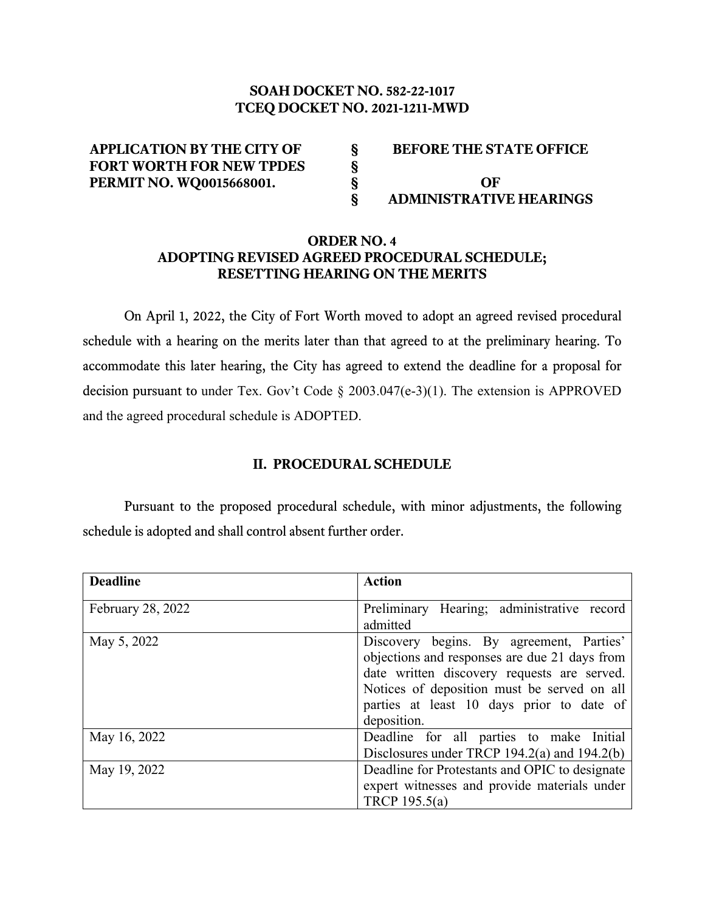**SOAH DOCKET NO. 582-22-1017**
**TCEQ DOCKET NO. 2021-1211-MWD**

| | | |
|---|---|---|
| **APPLICATION BY THE CITY OF FORT WORTH FOR NEW TPDES PERMIT NO. WQ0015668001.** | §<br>§<br>§<br>§ | **BEFORE THE STATE OFFICE OF ADMINISTRATIVE HEARINGS** |

# ORDER NO. 4
## ADOPTING REVISED AGREED PROCEDURAL SCHEDULE; RESETTING HEARING ON THE MERITS

On April 1, 2022, the City of Fort Worth moved to adopt an agreed revised procedural schedule with a hearing on the merits later than that agreed to at the preliminary hearing. To accommodate this later hearing, the City has agreed to extend the deadline for a proposal for decision pursuant to under Tex. Gov't Code § 2003.047(e-3)(1). The extension is APPROVED and the agreed procedural schedule is ADOPTED.

## II. PROCEDURAL SCHEDULE

Pursuant to the proposed procedural schedule, with minor adjustments, the following schedule is adopted and shall control absent further order.

| **Deadline** | **Action** |
|---|---|
| February 28, 2022 | Preliminary Hearing; administrative record admitted |
| May 5, 2022 | Discovery begins. By agreement, Parties' objections and responses are due 21 days from date written discovery requests are served. Notices of deposition must be served on all parties at least 10 days prior to date of deposition. |
| May 16, 2022 | Deadline for all parties to make Initial Disclosures under TRCP 194.2(a) and 194.2(b) |
| May 19, 2022 | Deadline for Protestants and OPIC to designate expert witnesses and provide materials under TRCP 195.5(a) |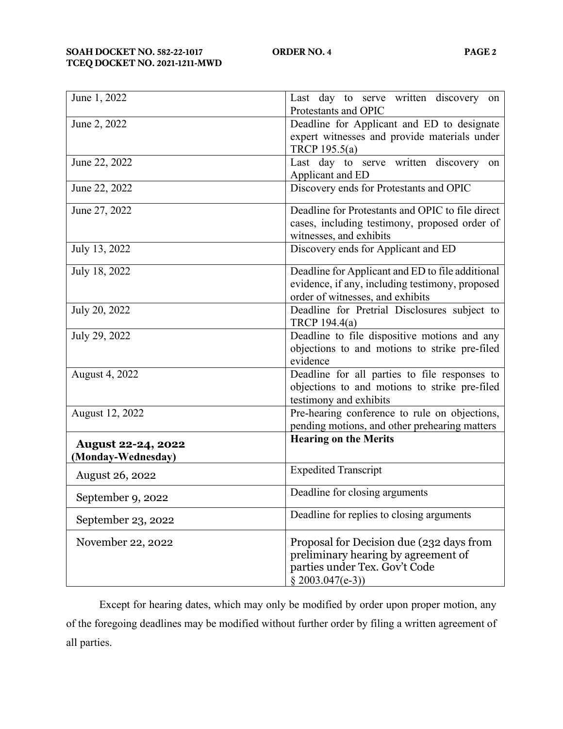| | |
|---|---|
| June 1, 2022 | Last day to serve written discovery on Protestants and OPIC |
| June 2, 2022 | Deadline for Applicant and ED to designate expert witnesses and provide materials under TRCP 195.5(a) |
| June 22, 2022 | Last day to serve written discovery on Applicant and ED |
| June 22, 2022 | Discovery ends for Protestants and OPIC |
| June 27, 2022 | Deadline for Protestants and OPIC to file direct cases, including testimony, proposed order of witnesses, and exhibits |
| July 13, 2022 | Discovery ends for Applicant and ED |
| July 18, 2022 | Deadline for Applicant and ED to file additional evidence, if any, including testimony, proposed order of witnesses, and exhibits |
| July 20, 2022 | Deadline for Pretrial Disclosures subject to TRCP 194.4(a) |
| July 29, 2022 | Deadline to file dispositive motions and any objections to and motions to strike pre-filed evidence |
| August 4, 2022 | Deadline for all parties to file responses to objections to and motions to strike pre-filed testimony and exhibits |
| August 12, 2022 | Pre-hearing conference to rule on objections, pending motions, and other prehearing matters |
| **August 22-24, 2022 (Monday-Wednesday)** | **Hearing on the Merits** |
| August 26, 2022 | Expedited Transcript |
| September 9, 2022 | Deadline for closing arguments |
| September 23, 2022 | Deadline for replies to closing arguments |
| November 22, 2022 | Proposal for Decision due (232 days from preliminary hearing by agreement of parties under Tex. Gov't Code § 2003.047(e-3)) |

Except for hearing dates, which may only be modified by order upon proper motion, any of the foregoing deadlines may be modified without further order by filing a written agreement of all parties.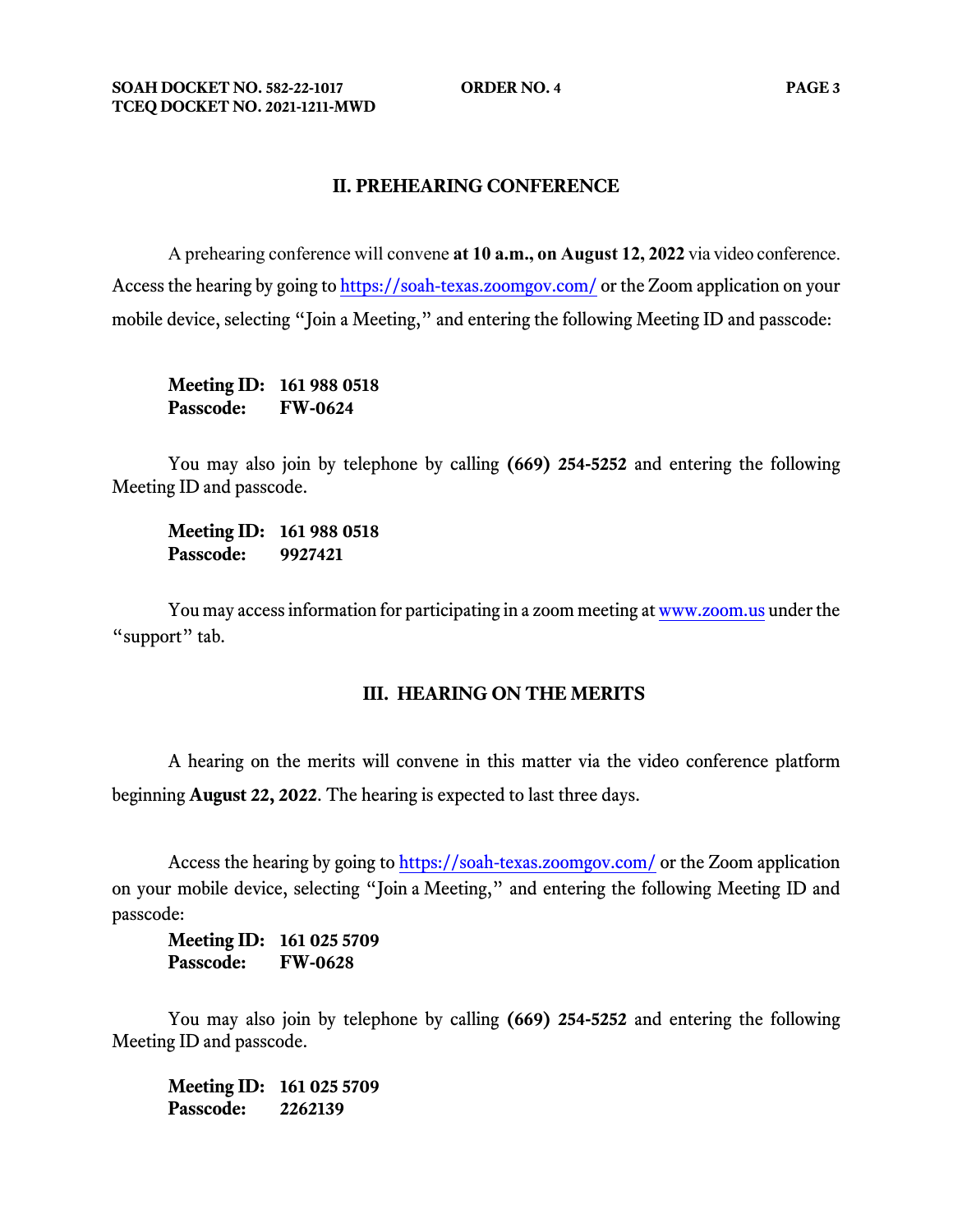## II. PREHEARING CONFERENCE

A prehearing conference will convene **at 10 a.m., on August 12, 2022** via video conference. Access the hearing by going to https://soah-texas.zoomgov.com/ or the Zoom application on your mobile device, selecting "Join a Meeting," and entering the following Meeting ID and passcode:

**Meeting ID: 161 988 0518**
**Passcode: FW-0624**

You may also join by telephone by calling **(669) 254-5252** and entering the following Meeting ID and passcode.

**Meeting ID: 161 988 0518**
**Passcode: 9927421**

You may access information for participating in a zoom meeting at www.zoom.us under the "support" tab.

## III. HEARING ON THE MERITS

A hearing on the merits will convene in this matter via the video conference platform beginning **August 22, 2022**. The hearing is expected to last three days.

Access the hearing by going to https://soah-texas.zoomgov.com/ or the Zoom application on your mobile device, selecting "Join a Meeting," and entering the following Meeting ID and passcode:

**Meeting ID: 161 025 5709**
**Passcode: FW-0628**

You may also join by telephone by calling **(669) 254-5252** and entering the following Meeting ID and passcode.

**Meeting ID: 161 025 5709**
**Passcode: 2262139**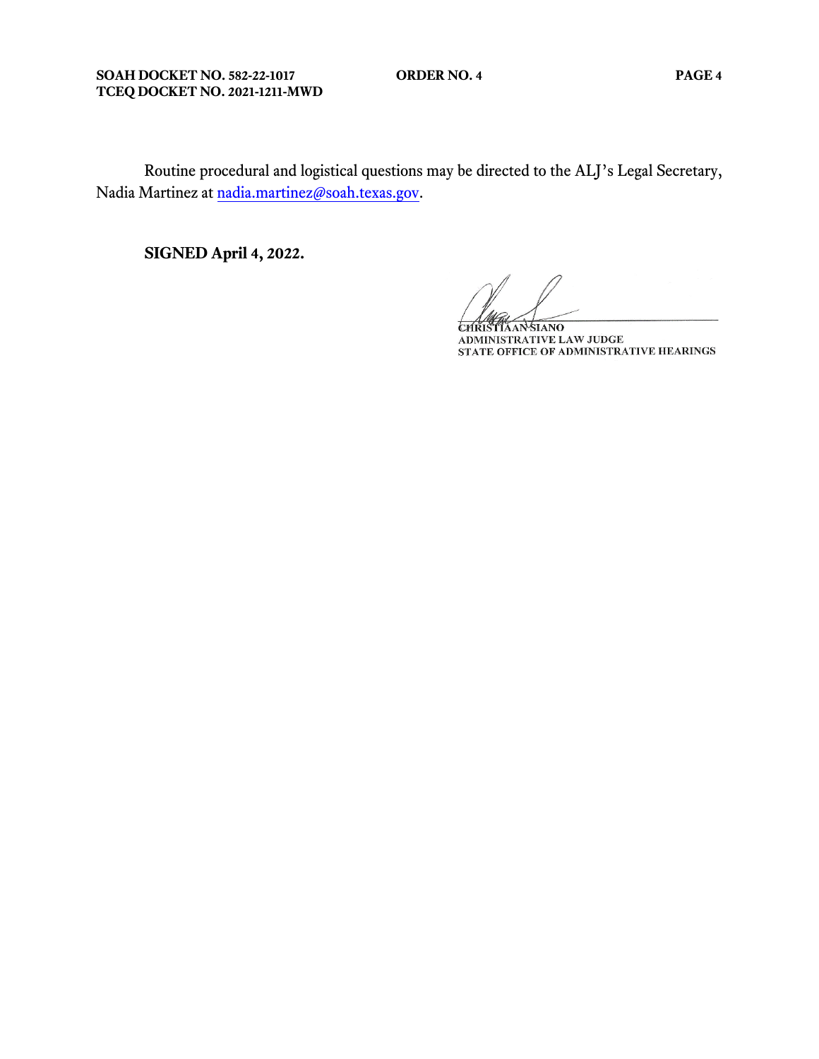Routine procedural and logistical questions may be directed to the ALJ's Legal Secretary, Nadia Martinez at nadia.martinez@soah.texas.gov.

**SIGNED April 4, 2022.**

CHRISTIAAN SIANO
ADMINISTRATIVE LAW JUDGE
STATE OFFICE OF ADMINISTRATIVE HEARINGS